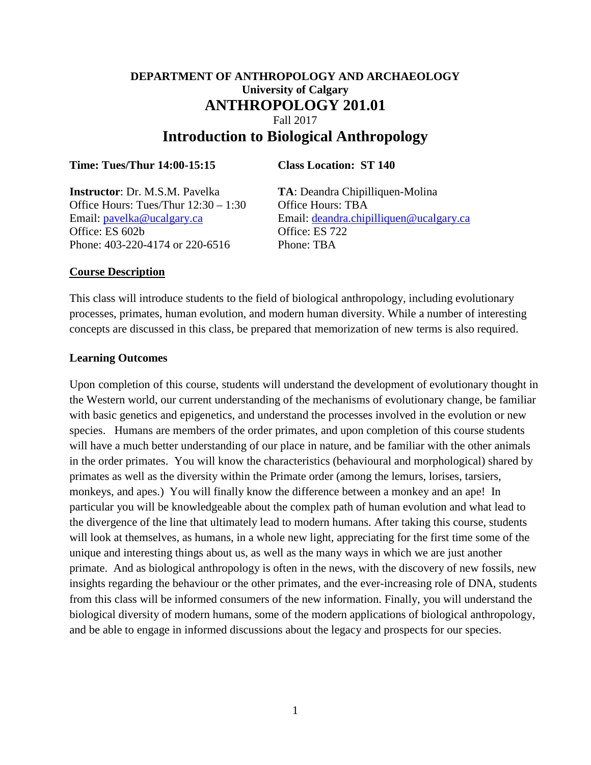# DEPARTMENT OF ANTHROPOLOGY AND ARCHAEOLOGY

**University of Calgary**

## ANTHROPOLOGY 201.01

Fall 2017

## Introduction to Biological Anthropology

**Time: Tues/Thur 14:00-15:15**

**Class Location: ST 140**

**Instructor**: Dr. M.S.M. Pavelka
Office Hours: Tues/Thur 12:30 – 1:30
Email: pavelka@ucalgary.ca
Office: ES 602b
Phone: 403-220-4174 or 220-6516

**TA**: Deandra Chipilliquen-Molina
Office Hours: TBA
Email: deandra.chipilliquen@ucalgary.ca
Office: ES 722
Phone: TBA

**Course Description**

This class will introduce students to the field of biological anthropology, including evolutionary processes, primates, human evolution, and modern human diversity. While a number of interesting concepts are discussed in this class, be prepared that memorization of new terms is also required.

**Learning Outcomes**

Upon completion of this course, students will understand the development of evolutionary thought in the Western world, our current understanding of the mechanisms of evolutionary change, be familiar with basic genetics and epigenetics, and understand the processes involved in the evolution or new species. Humans are members of the order primates, and upon completion of this course students will have a much better understanding of our place in nature, and be familiar with the other animals in the order primates. You will know the characteristics (behavioural and morphological) shared by primates as well as the diversity within the Primate order (among the lemurs, lorises, tarsiers, monkeys, and apes.) You will finally know the difference between a monkey and an ape! In particular you will be knowledgeable about the complex path of human evolution and what lead to the divergence of the line that ultimately lead to modern humans. After taking this course, students will look at themselves, as humans, in a whole new light, appreciating for the first time some of the unique and interesting things about us, as well as the many ways in which we are just another primate. And as biological anthropology is often in the news, with the discovery of new fossils, new insights regarding the behaviour or the other primates, and the ever-increasing role of DNA, students from this class will be informed consumers of the new information. Finally, you will understand the biological diversity of modern humans, some of the modern applications of biological anthropology, and be able to engage in informed discussions about the legacy and prospects for our species.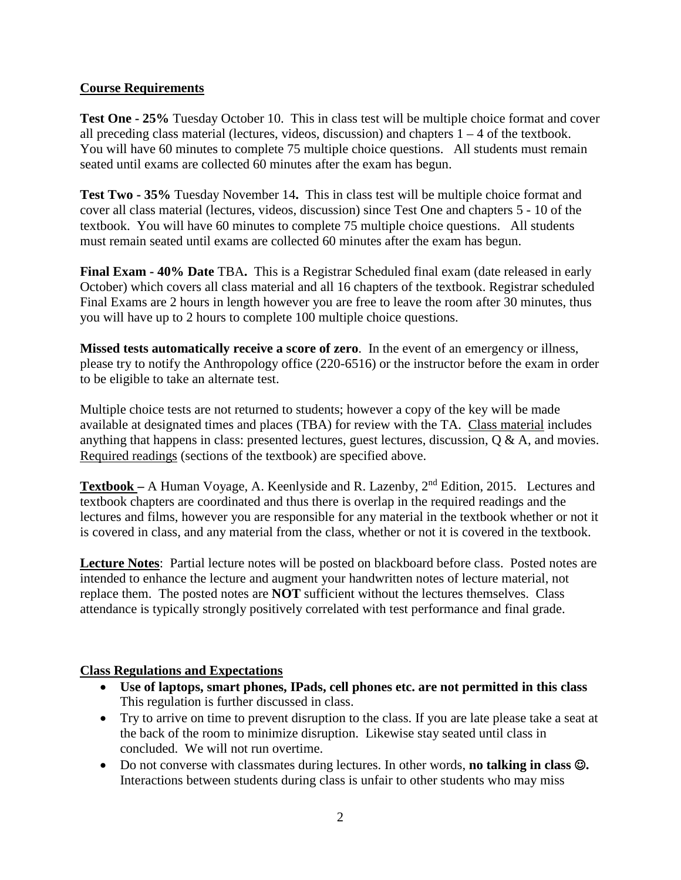## Course Requirements

**Test One - 25%** Tuesday October 10. This in class test will be multiple choice format and cover all preceding class material (lectures, videos, discussion) and chapters 1 – 4 of the textbook. You will have 60 minutes to complete 75 multiple choice questions. All students must remain seated until exams are collected 60 minutes after the exam has begun.

**Test Two - 35%** Tuesday November 14**.** This in class test will be multiple choice format and cover all class material (lectures, videos, discussion) since Test One and chapters 5 - 10 of the textbook. You will have 60 minutes to complete 75 multiple choice questions. All students must remain seated until exams are collected 60 minutes after the exam has begun.

**Final Exam - 40% Date** TBA**.** This is a Registrar Scheduled final exam (date released in early October) which covers all class material and all 16 chapters of the textbook. Registrar scheduled Final Exams are 2 hours in length however you are free to leave the room after 30 minutes, thus you will have up to 2 hours to complete 100 multiple choice questions.

**Missed tests automatically receive a score of zero**. In the event of an emergency or illness, please try to notify the Anthropology office (220-6516) or the instructor before the exam in order to be eligible to take an alternate test.

Multiple choice tests are not returned to students; however a copy of the key will be made available at designated times and places (TBA) for review with the TA. Class material includes anything that happens in class: presented lectures, guest lectures, discussion, Q & A, and movies. Required readings (sections of the textbook) are specified above.

**Textbook –** A Human Voyage, A. Keenlyside and R. Lazenby, 2nd Edition, 2015. Lectures and textbook chapters are coordinated and thus there is overlap in the required readings and the lectures and films, however you are responsible for any material in the textbook whether or not it is covered in class, and any material from the class, whether or not it is covered in the textbook.

**Lecture Notes**: Partial lecture notes will be posted on blackboard before class. Posted notes are intended to enhance the lecture and augment your handwritten notes of lecture material, not replace them. The posted notes are **NOT** sufficient without the lectures themselves. Class attendance is typically strongly positively correlated with test performance and final grade.

## Class Regulations and Expectations

- **Use of laptops, smart phones, IPads, cell phones etc. are not permitted in this class** This regulation is further discussed in class.
- Try to arrive on time to prevent disruption to the class. If you are late please take a seat at the back of the room to minimize disruption. Likewise stay seated until class in concluded. We will not run overtime.
- Do not converse with classmates during lectures. In other words, **no talking in class ☺.** Interactions between students during class is unfair to other students who may miss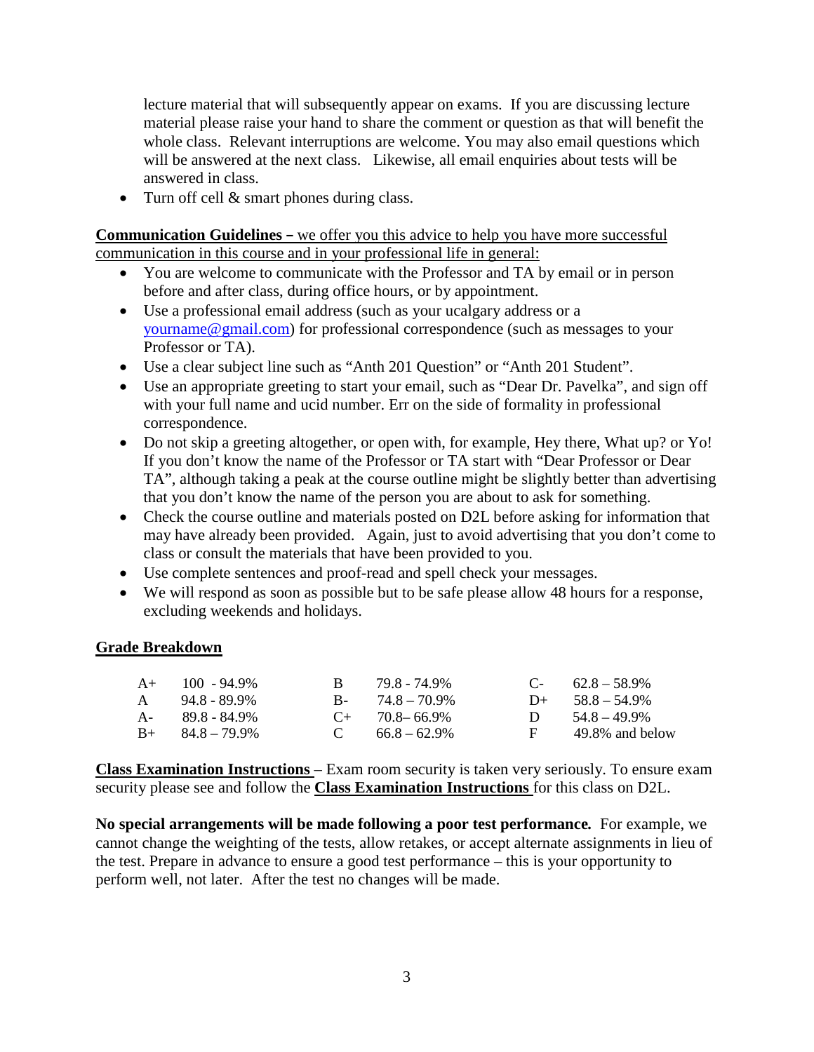lecture material that will subsequently appear on exams. If you are discussing lecture material please raise your hand to share the comment or question as that will benefit the whole class. Relevant interruptions are welcome. You may also email questions which will be answered at the next class. Likewise, all email enquiries about tests will be answered in class.

- Turn off cell & smart phones during class.

**Communication Guidelines –** we offer you this advice to help you have more successful communication in this course and in your professional life in general:

- You are welcome to communicate with the Professor and TA by email or in person before and after class, during office hours, or by appointment.
- Use a professional email address (such as your ucalgary address or a yourname@gmail.com) for professional correspondence (such as messages to your Professor or TA).
- Use a clear subject line such as "Anth 201 Question" or "Anth 201 Student".
- Use an appropriate greeting to start your email, such as "Dear Dr. Pavelka", and sign off with your full name and ucid number. Err on the side of formality in professional correspondence.
- Do not skip a greeting altogether, or open with, for example, Hey there, What up? or Yo! If you don't know the name of the Professor or TA start with "Dear Professor or Dear TA", although taking a peak at the course outline might be slightly better than advertising that you don't know the name of the person you are about to ask for something.
- Check the course outline and materials posted on D2L before asking for information that may have already been provided. Again, just to avoid advertising that you don't come to class or consult the materials that have been provided to you.
- Use complete sentences and proof-read and spell check your messages.
- We will respond as soon as possible but to be safe please allow 48 hours for a response, excluding weekends and holidays.

**Grade Breakdown**

| | | | | | |
|---|---|---|---|---|---|
| A+ | 100 - 94.9% | B | 79.8 - 74.9% | C- | 62.8 – 58.9% |
| A | 94.8 - 89.9% | B- | 74.8 – 70.9% | D+ | 58.8 – 54.9% |
| A- | 89.8 - 84.9% | C+ | 70.8– 66.9% | D | 54.8 – 49.9% |
| B+ | 84.8 – 79.9% | C | 66.8 – 62.9% | F | 49.8% and below |

**Class Examination Instructions** – Exam room security is taken very seriously. To ensure exam security please see and follow the **Class Examination Instructions** for this class on D2L.

**No special arrangements will be made following a poor test performance.** For example, we cannot change the weighting of the tests, allow retakes, or accept alternate assignments in lieu of the test. Prepare in advance to ensure a good test performance – this is your opportunity to perform well, not later. After the test no changes will be made.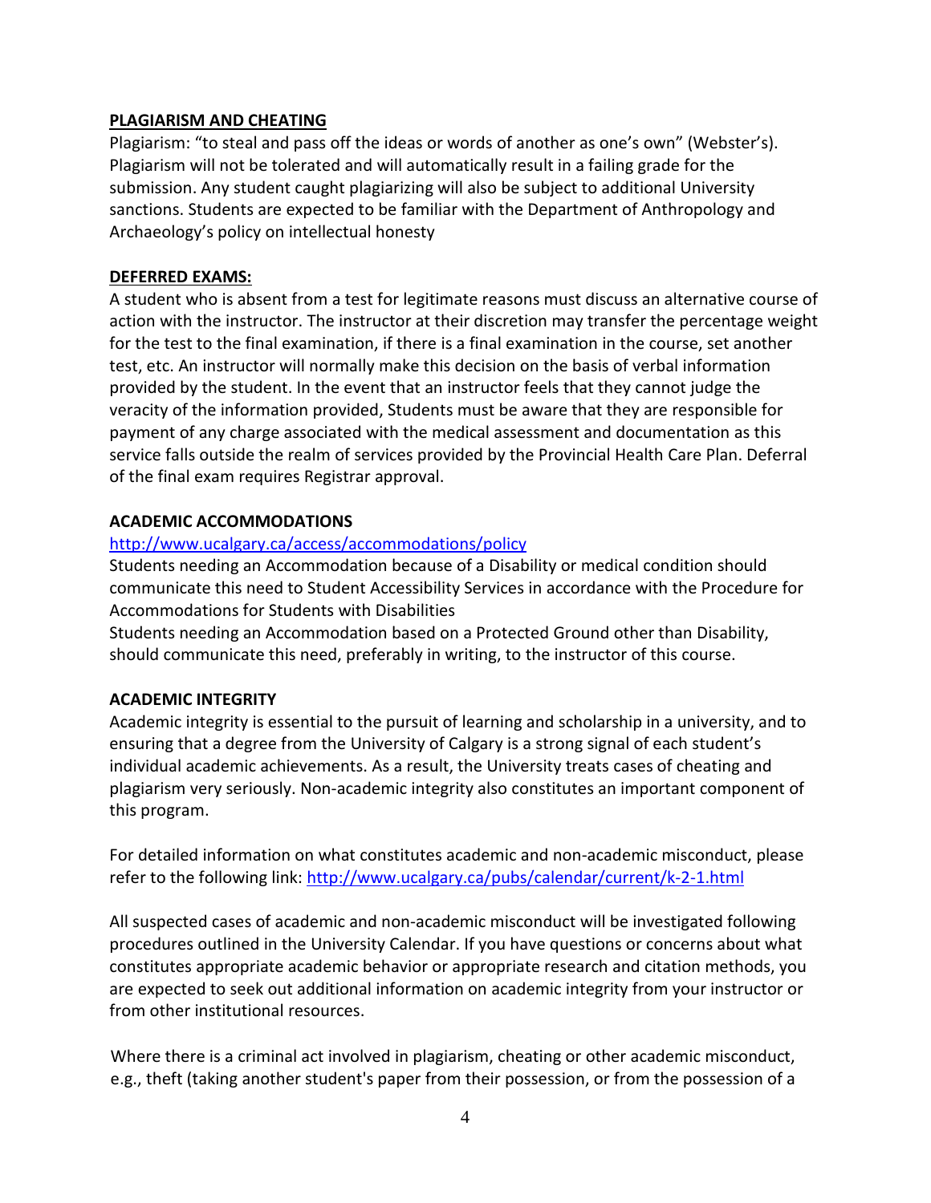**PLAGIARISM AND CHEATING**

Plagiarism: "to steal and pass off the ideas or words of another as one's own" (Webster's). Plagiarism will not be tolerated and will automatically result in a failing grade for the submission. Any student caught plagiarizing will also be subject to additional University sanctions. Students are expected to be familiar with the Department of Anthropology and Archaeology's policy on intellectual honesty

**DEFERRED EXAMS:**

A student who is absent from a test for legitimate reasons must discuss an alternative course of action with the instructor. The instructor at their discretion may transfer the percentage weight for the test to the final examination, if there is a final examination in the course, set another test, etc. An instructor will normally make this decision on the basis of verbal information provided by the student. In the event that an instructor feels that they cannot judge the veracity of the information provided, Students must be aware that they are responsible for payment of any charge associated with the medical assessment and documentation as this service falls outside the realm of services provided by the Provincial Health Care Plan. Deferral of the final exam requires Registrar approval.

**ACADEMIC ACCOMMODATIONS**

http://www.ucalgary.ca/access/accommodations/policy

Students needing an Accommodation because of a Disability or medical condition should communicate this need to Student Accessibility Services in accordance with the Procedure for Accommodations for Students with Disabilities

Students needing an Accommodation based on a Protected Ground other than Disability, should communicate this need, preferably in writing, to the instructor of this course.

**ACADEMIC INTEGRITY**

Academic integrity is essential to the pursuit of learning and scholarship in a university, and to ensuring that a degree from the University of Calgary is a strong signal of each student's individual academic achievements. As a result, the University treats cases of cheating and plagiarism very seriously. Non-academic integrity also constitutes an important component of this program.

For detailed information on what constitutes academic and non-academic misconduct, please refer to the following link: http://www.ucalgary.ca/pubs/calendar/current/k-2-1.html

All suspected cases of academic and non-academic misconduct will be investigated following procedures outlined in the University Calendar. If you have questions or concerns about what constitutes appropriate academic behavior or appropriate research and citation methods, you are expected to seek out additional information on academic integrity from your instructor or from other institutional resources.

Where there is a criminal act involved in plagiarism, cheating or other academic misconduct, e.g., theft (taking another student's paper from their possession, or from the possession of a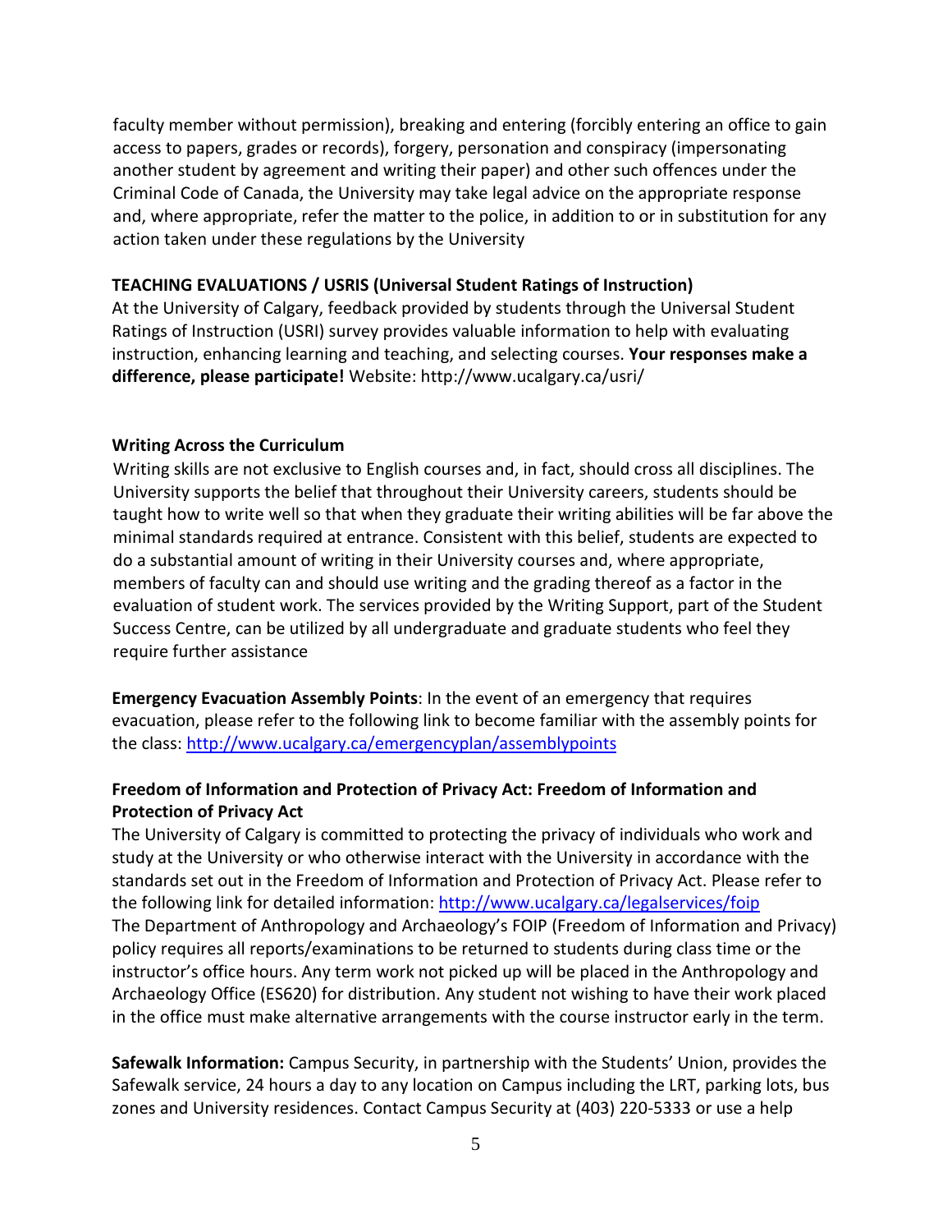faculty member without permission), breaking and entering (forcibly entering an office to gain access to papers, grades or records), forgery, personation and conspiracy (impersonating another student by agreement and writing their paper) and other such offences under the Criminal Code of Canada, the University may take legal advice on the appropriate response and, where appropriate, refer the matter to the police, in addition to or in substitution for any action taken under these regulations by the University

**TEACHING EVALUATIONS / USRIS (Universal Student Ratings of Instruction)**

At the University of Calgary, feedback provided by students through the Universal Student Ratings of Instruction (USRI) survey provides valuable information to help with evaluating instruction, enhancing learning and teaching, and selecting courses. **Your responses make a difference, please participate!** Website: http://www.ucalgary.ca/usri/

**Writing Across the Curriculum**

Writing skills are not exclusive to English courses and, in fact, should cross all disciplines. The University supports the belief that throughout their University careers, students should be taught how to write well so that when they graduate their writing abilities will be far above the minimal standards required at entrance. Consistent with this belief, students are expected to do a substantial amount of writing in their University courses and, where appropriate, members of faculty can and should use writing and the grading thereof as a factor in the evaluation of student work. The services provided by the Writing Support, part of the Student Success Centre, can be utilized by all undergraduate and graduate students who feel they require further assistance

**Emergency Evacuation Assembly Points**: In the event of an emergency that requires evacuation, please refer to the following link to become familiar with the assembly points for the class: [http://www.ucalgary.ca/emergencyplan/assemblypoints](http://www.ucalgary.ca/emergencyplan/assemblypoints)

**Freedom of Information and Protection of Privacy Act: Freedom of Information and Protection of Privacy Act**

The University of Calgary is committed to protecting the privacy of individuals who work and study at the University or who otherwise interact with the University in accordance with the standards set out in the Freedom of Information and Protection of Privacy Act. Please refer to the following link for detailed information: [http://www.ucalgary.ca/legalservices/foip](http://www.ucalgary.ca/legalservices/foip)
The Department of Anthropology and Archaeology's FOIP (Freedom of Information and Privacy) policy requires all reports/examinations to be returned to students during class time or the instructor's office hours. Any term work not picked up will be placed in the Anthropology and Archaeology Office (ES620) for distribution. Any student not wishing to have their work placed in the office must make alternative arrangements with the course instructor early in the term.

**Safewalk Information:** Campus Security, in partnership with the Students' Union, provides the Safewalk service, 24 hours a day to any location on Campus including the LRT, parking lots, bus zones and University residences. Contact Campus Security at (403) 220-5333 or use a help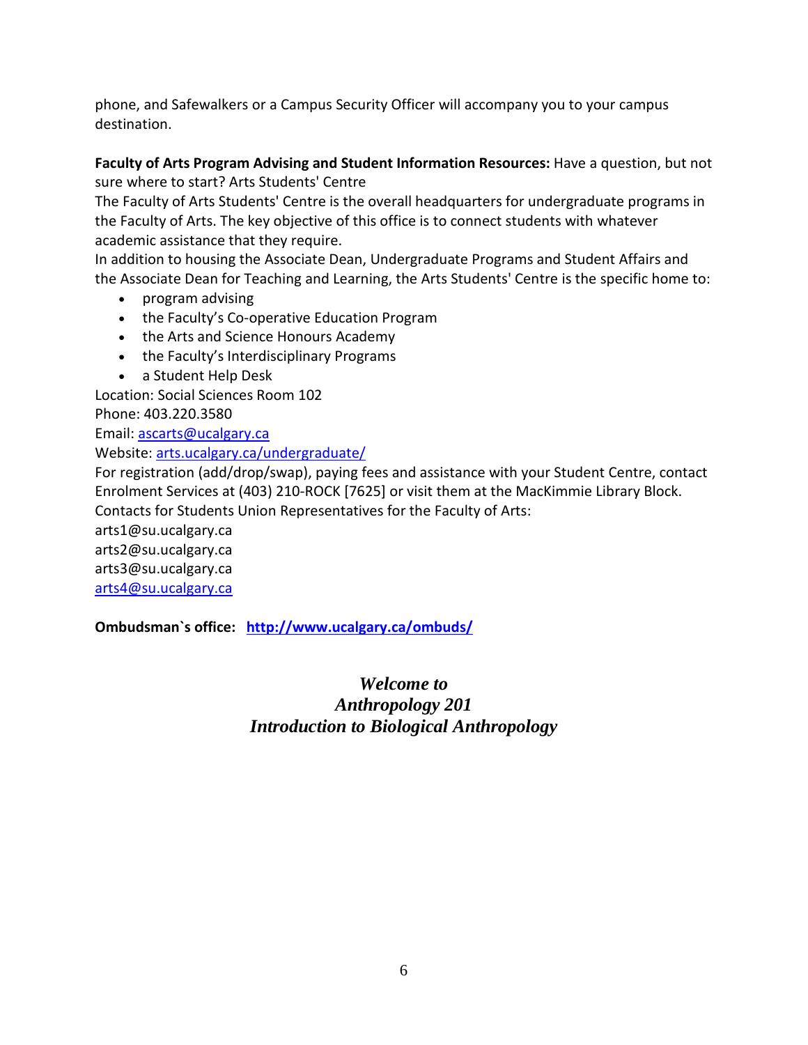phone, and Safewalkers or a Campus Security Officer will accompany you to your campus destination.

**Faculty of Arts Program Advising and Student Information Resources:** Have a question, but not sure where to start? Arts Students' Centre

The Faculty of Arts Students' Centre is the overall headquarters for undergraduate programs in the Faculty of Arts. The key objective of this office is to connect students with whatever academic assistance that they require.

In addition to housing the Associate Dean, Undergraduate Programs and Student Affairs and the Associate Dean for Teaching and Learning, the Arts Students' Centre is the specific home to:

- program advising
- the Faculty's Co-operative Education Program
- the Arts and Science Honours Academy
- the Faculty's Interdisciplinary Programs
- a Student Help Desk

Location: Social Sciences Room 102
Phone: 403.220.3580
Email: ascarts@ucalgary.ca
Website: arts.ucalgary.ca/undergraduate/

For registration (add/drop/swap), paying fees and assistance with your Student Centre, contact Enrolment Services at (403) 210-ROCK [7625] or visit them at the MacKimmie Library Block.

Contacts for Students Union Representatives for the Faculty of Arts:
arts1@su.ucalgary.ca
arts2@su.ucalgary.ca
arts3@su.ucalgary.ca
arts4@su.ucalgary.ca

**Ombudsman`s office: http://www.ucalgary.ca/ombuds/**

***Welcome to***
***Anthropology 201***
***Introduction to Biological Anthropology***